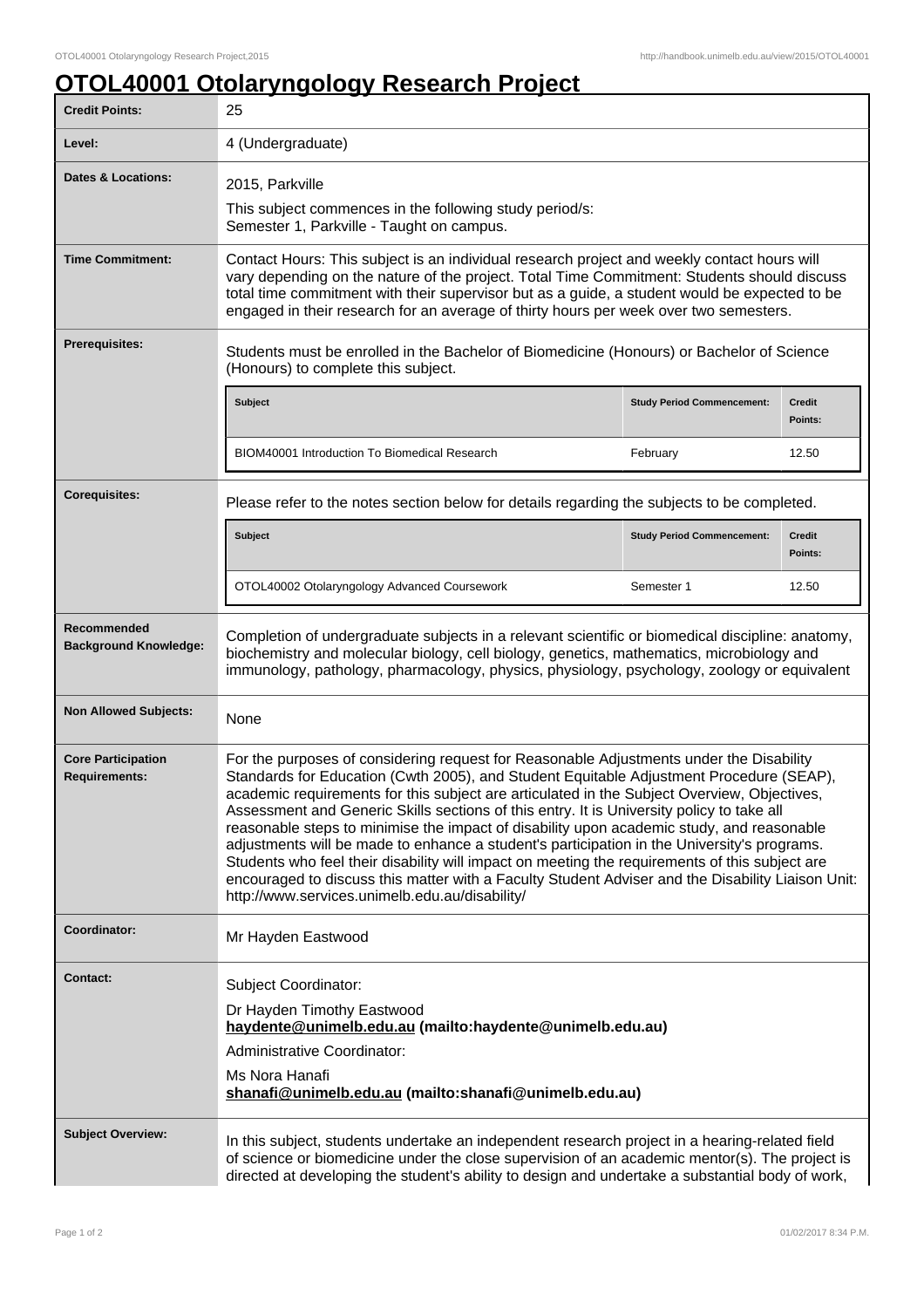# OTOL40001 Otolaryngology Research Project

| | |
|---|---|
| **Credit Points:** | 25 |
| **Level:** | 4 (Undergraduate) |
| **Dates & Locations:** | 2015, Parkville<br>This subject commences in the following study period/s:<br>Semester 1, Parkville - Taught on campus. |
| **Time Commitment:** | Contact Hours: This subject is an individual research project and weekly contact hours will vary depending on the nature of the project. Total Time Commitment: Students should discuss total time commitment with their supervisor but as a guide, a student would be expected to be engaged in their research for an average of thirty hours per week over two semesters. |
| **Prerequisites:** | Students must be enrolled in the Bachelor of Biomedicine (Honours) or Bachelor of Science (Honours) to complete this subject. |

| Subject | Study Period Commencement: | Credit Points: |
|---|---|---|
| BIOM40001 Introduction To Biomedical Research | February | 12.50 |

| | |
|---|---|
| **Corequisites:** | Please refer to the notes section below for details regarding the subjects to be completed. |

| Subject | Study Period Commencement: | Credit Points: |
|---|---|---|
| OTOL40002 Otolaryngology Advanced Coursework | Semester 1 | 12.50 |

| | |
|---|---|
| **Recommended Background Knowledge:** | Completion of undergraduate subjects in a relevant scientific or biomedical discipline: anatomy, biochemistry and molecular biology, cell biology, genetics, mathematics, microbiology and immunology, pathology, pharmacology, physics, physiology, psychology, zoology or equivalent |
| **Non Allowed Subjects:** | None |
| **Core Participation Requirements:** | For the purposes of considering request for Reasonable Adjustments under the Disability Standards for Education (Cwth 2005), and Student Equitable Adjustment Procedure (SEAP), academic requirements for this subject are articulated in the Subject Overview, Objectives, Assessment and Generic Skills sections of this entry. It is University policy to take all reasonable steps to minimise the impact of disability upon academic study, and reasonable adjustments will be made to enhance a student's participation in the University's programs. Students who feel their disability will impact on meeting the requirements of this subject are encouraged to discuss this matter with a Faculty Student Adviser and the Disability Liaison Unit: http://www.services.unimelb.edu.au/disability/ |
| **Coordinator:** | Mr Hayden Eastwood |
| **Contact:** | Subject Coordinator:<br>Dr Hayden Timothy Eastwood<br>**haydente@unimelb.edu.au (mailto:haydente@unimelb.edu.au)**<br>Administrative Coordinator:<br>Ms Nora Hanafi<br>**shanafi@unimelb.edu.au (mailto:shanafi@unimelb.edu.au)** |
| **Subject Overview:** | In this subject, students undertake an independent research project in a hearing-related field of science or biomedicine under the close supervision of an academic mentor(s). The project is directed at developing the student's ability to design and undertake a substantial body of work, |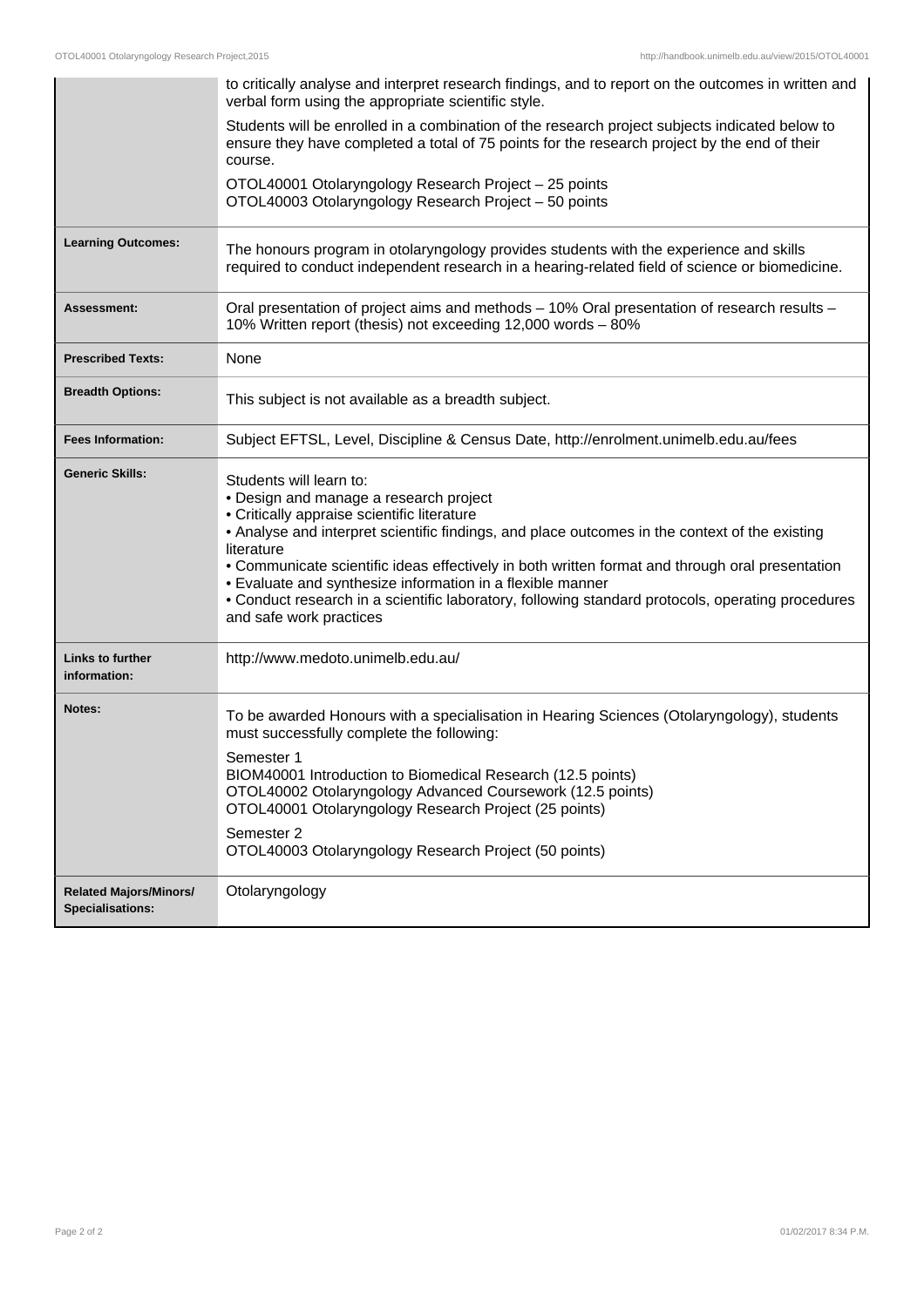| | |
|---|---|
| | to critically analyse and interpret research findings, and to report on the outcomes in written and verbal form using the appropriate scientific style.<br><br>Students will be enrolled in a combination of the research project subjects indicated below to ensure they have completed a total of 75 points for the research project by the end of their course.<br><br>OTOL40001 Otolaryngology Research Project – 25 points<br>OTOL40003 Otolaryngology Research Project – 50 points |
| **Learning Outcomes:** | The honours program in otolaryngology provides students with the experience and skills required to conduct independent research in a hearing-related field of science or biomedicine. |
| **Assessment:** | Oral presentation of project aims and methods – 10% Oral presentation of research results – 10% Written report (thesis) not exceeding 12,000 words – 80% |
| **Prescribed Texts:** | None |
| **Breadth Options:** | This subject is not available as a breadth subject. |
| **Fees Information:** | Subject EFTSL, Level, Discipline & Census Date, http://enrolment.unimelb.edu.au/fees |
| **Generic Skills:** | Students will learn to:<br>• Design and manage a research project<br>• Critically appraise scientific literature<br>• Analyse and interpret scientific findings, and place outcomes in the context of the existing literature<br>• Communicate scientific ideas effectively in both written format and through oral presentation<br>• Evaluate and synthesize information in a flexible manner<br>• Conduct research in a scientific laboratory, following standard protocols, operating procedures and safe work practices |
| **Links to further information:** | http://www.medoto.unimelb.edu.au/ |
| **Notes:** | To be awarded Honours with a specialisation in Hearing Sciences (Otolaryngology), students must successfully complete the following:<br><br>Semester 1<br>BIOM40001 Introduction to Biomedical Research (12.5 points)<br>OTOL40002 Otolaryngology Advanced Coursework (12.5 points)<br>OTOL40001 Otolaryngology Research Project (25 points)<br><br>Semester 2<br>OTOL40003 Otolaryngology Research Project (50 points) |
| **Related Majors/Minors/ Specialisations:** | Otolaryngology |